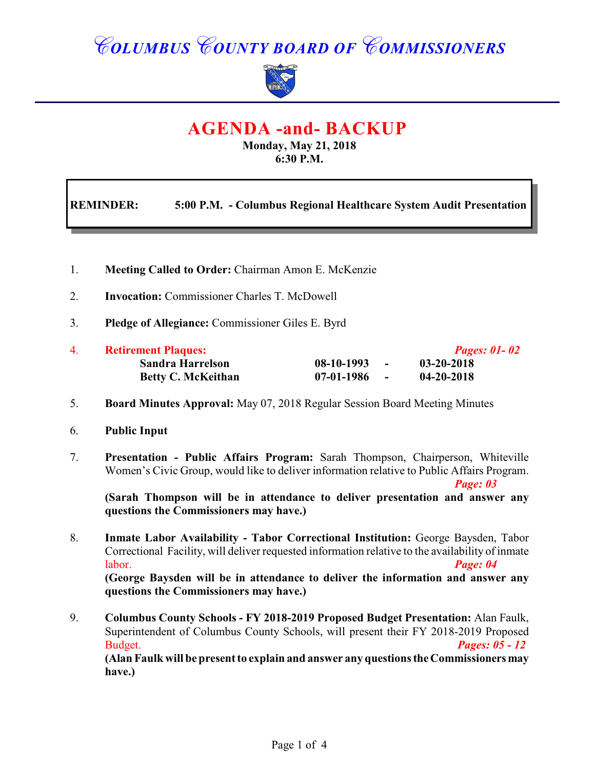# COLUMBUS COUNTY BOARD OF COMMISSIONERS

## AGENDA -and- BACKUP

**Monday, May 21, 2018**
**6:30 P.M.**

**REMINDER: 5:00 P.M. - Columbus Regional Healthcare System Audit Presentation**

1. **Meeting Called to Order:** Chairman Amon E. McKenzie

2. **Invocation:** Commissioner Charles T. McDowell

3. **Pledge of Allegiance:** Commissioner Giles E. Byrd

4. **Retirement Plaques:** *Pages: 01- 02*

   | Name | Start | | End |
   |---|---|---|---|
   | **Sandra Harrelson** | **08-10-1993** | **-** | **03-20-2018** |
   | **Betty C. McKeithan** | **07-01-1986** | **-** | **04-20-2018** |

5. **Board Minutes Approval:** May 07, 2018 Regular Session Board Meeting Minutes

6. **Public Input**

7. **Presentation - Public Affairs Program:** Sarah Thompson, Chairperson, Whiteville Women's Civic Group, would like to deliver information relative to Public Affairs Program. *Page: 03*
   **(Sarah Thompson will be in attendance to deliver presentation and answer any questions the Commissioners may have.)**

8. **Inmate Labor Availability - Tabor Correctional Institution:** George Baysden, Tabor Correctional Facility, will deliver requested information relative to the availability of inmate labor. *Page: 04*
   **(George Baysden will be in attendance to deliver the information and answer any questions the Commissioners may have.)**

9. **Columbus County Schools - FY 2018-2019 Proposed Budget Presentation:** Alan Faulk, Superintendent of Columbus County Schools, will present their FY 2018-2019 Proposed Budget. *Pages: 05 - 12*
   **(Alan Faulk will be present to explain and answer any questions the Commissioners may have.)**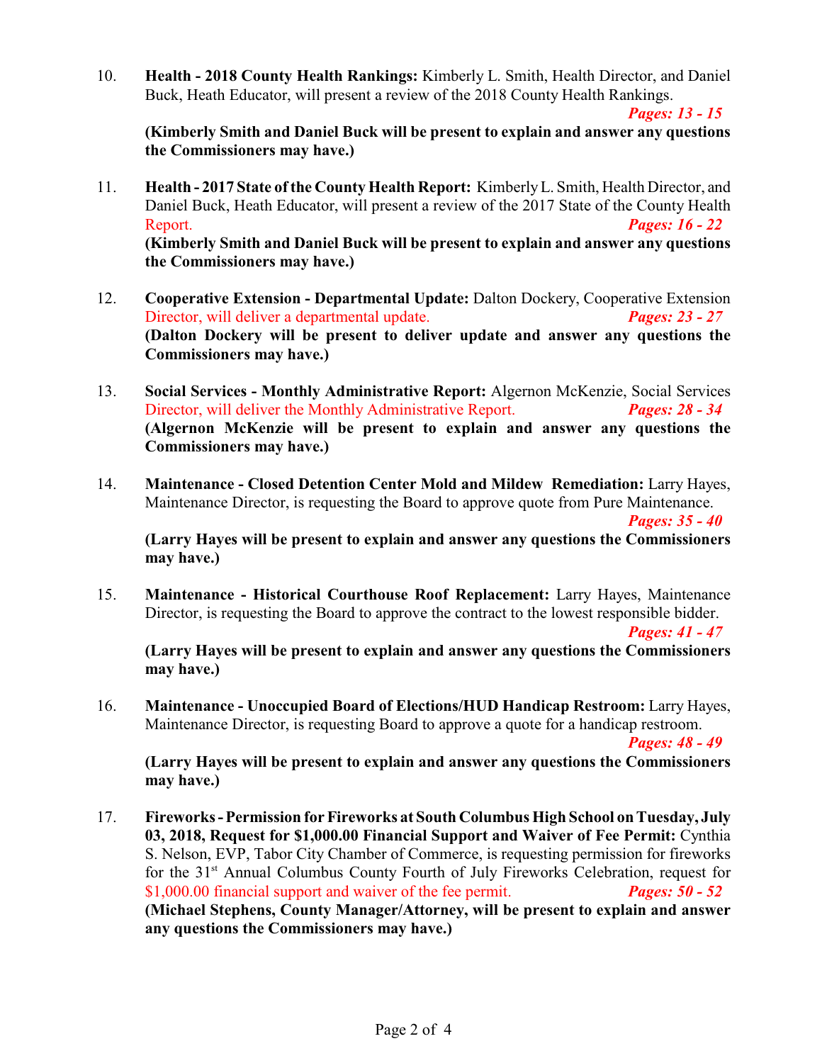10. **Health - 2018 County Health Rankings:** Kimberly L. Smith, Health Director, and Daniel Buck, Heath Educator, will present a review of the 2018 County Health Rankings. ***Pages: 13 - 15***
**(Kimberly Smith and Daniel Buck will be present to explain and answer any questions the Commissioners may have.)**

11. **Health - 2017 State of the County Health Report:** Kimberly L. Smith, Health Director, and Daniel Buck, Heath Educator, will present a review of the 2017 State of the County Health Report. ***Pages: 16 - 22***
**(Kimberly Smith and Daniel Buck will be present to explain and answer any questions the Commissioners may have.)**

12. **Cooperative Extension - Departmental Update:** Dalton Dockery, Cooperative Extension Director, will deliver a departmental update. ***Pages: 23 - 27***
**(Dalton Dockery will be present to deliver update and answer any questions the Commissioners may have.)**

13. **Social Services - Monthly Administrative Report:** Algernon McKenzie, Social Services Director, will deliver the Monthly Administrative Report. ***Pages: 28 - 34***
**(Algernon McKenzie will be present to explain and answer any questions the Commissioners may have.)**

14. **Maintenance - Closed Detention Center Mold and Mildew Remediation:** Larry Hayes, Maintenance Director, is requesting the Board to approve quote from Pure Maintenance. ***Pages: 35 - 40***
**(Larry Hayes will be present to explain and answer any questions the Commissioners may have.)**

15. **Maintenance - Historical Courthouse Roof Replacement:** Larry Hayes, Maintenance Director, is requesting the Board to approve the contract to the lowest responsible bidder. ***Pages: 41 - 47***
**(Larry Hayes will be present to explain and answer any questions the Commissioners may have.)**

16. **Maintenance - Unoccupied Board of Elections/HUD Handicap Restroom:** Larry Hayes, Maintenance Director, is requesting Board to approve a quote for a handicap restroom. ***Pages: 48 - 49***
**(Larry Hayes will be present to explain and answer any questions the Commissioners may have.)**

17. **Fireworks - Permission for Fireworks at South Columbus High School on Tuesday, July 03, 2018, Request for $1,000.00 Financial Support and Waiver of Fee Permit:** Cynthia S. Nelson, EVP, Tabor City Chamber of Commerce, is requesting permission for fireworks for the 31st Annual Columbus County Fourth of July Fireworks Celebration, request for $1,000.00 financial support and waiver of the fee permit. ***Pages: 50 - 52***
**(Michael Stephens, County Manager/Attorney, will be present to explain and answer any questions the Commissioners may have.)**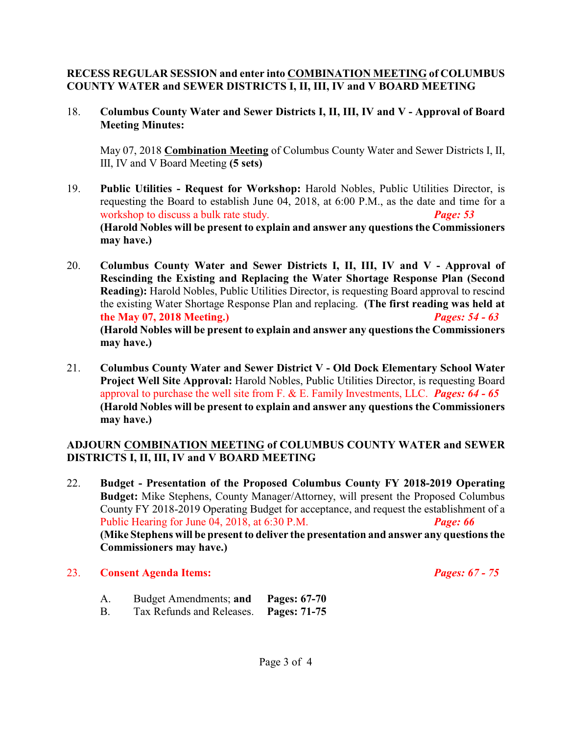**RECESS REGULAR SESSION and enter into COMBINATION MEETING of COLUMBUS COUNTY WATER and SEWER DISTRICTS I, II, III, IV and V BOARD MEETING**

18. **Columbus County Water and Sewer Districts I, II, III, IV and V - Approval of Board Meeting Minutes:**

    May 07, 2018 **Combination Meeting** of Columbus County Water and Sewer Districts I, II, III, IV and V Board Meeting **(5 sets)**

19. **Public Utilities - Request for Workshop:** Harold Nobles, Public Utilities Director, is requesting the Board to establish June 04, 2018, at 6:00 P.M., as the date and time for a workshop to discuss a bulk rate study. ***Page: 53***
    **(Harold Nobles will be present to explain and answer any questions the Commissioners may have.)**

20. **Columbus County Water and Sewer Districts I, II, III, IV and V - Approval of Rescinding the Existing and Replacing the Water Shortage Response Plan (Second Reading):** Harold Nobles, Public Utilities Director, is requesting Board approval to rescind the existing Water Shortage Response Plan and replacing. **(The first reading was held at the May 07, 2018 Meeting.)** ***Pages: 54 - 63***
    **(Harold Nobles will be present to explain and answer any questions the Commissioners may have.)**

21. **Columbus County Water and Sewer District V - Old Dock Elementary School Water Project Well Site Approval:** Harold Nobles, Public Utilities Director, is requesting Board approval to purchase the well site from F. & E. Family Investments, LLC. ***Pages: 64 - 65***
    **(Harold Nobles will be present to explain and answer any questions the Commissioners may have.)**

**ADJOURN COMBINATION MEETING of COLUMBUS COUNTY WATER and SEWER DISTRICTS I, II, III, IV and V BOARD MEETING**

22. **Budget - Presentation of the Proposed Columbus County FY 2018-2019 Operating Budget:** Mike Stephens, County Manager/Attorney, will present the Proposed Columbus County FY 2018-2019 Operating Budget for acceptance, and request the establishment of a Public Hearing for June 04, 2018, at 6:30 P.M. ***Page: 66***
    **(Mike Stephens will be present to deliver the presentation and answer any questions the Commissioners may have.)**

23. **Consent Agenda Items:** ***Pages: 67 - 75***

    A. Budget Amendments; **and** **Pages: 67-70**
    B. Tax Refunds and Releases. **Pages: 71-75**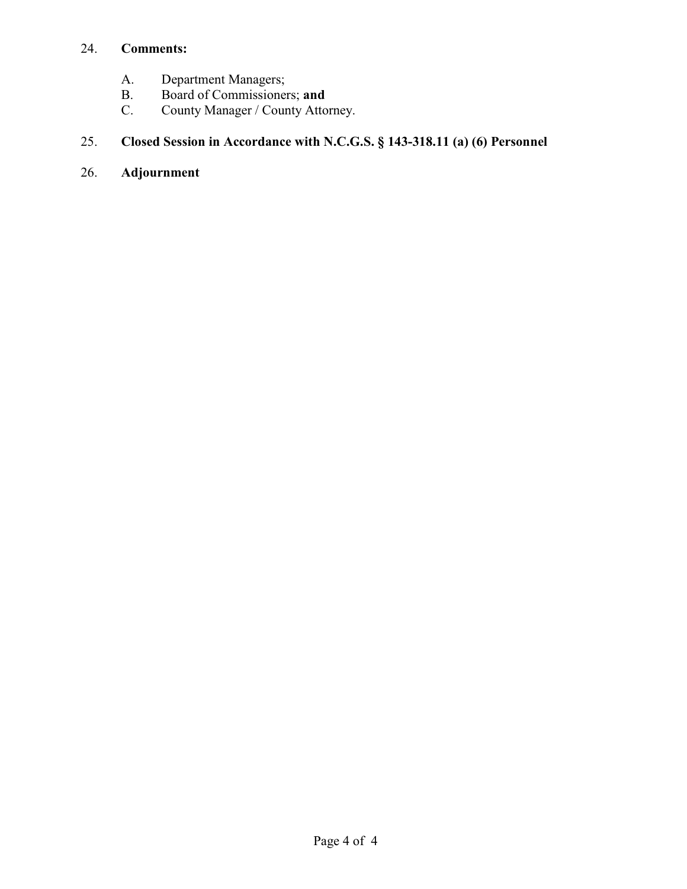24. **Comments:**

    A. Department Managers;
    B. Board of Commissioners; **and**
    C. County Manager / County Attorney.

25. **Closed Session in Accordance with N.C.G.S. § 143-318.11 (a) (6) Personnel**

26. **Adjournment**